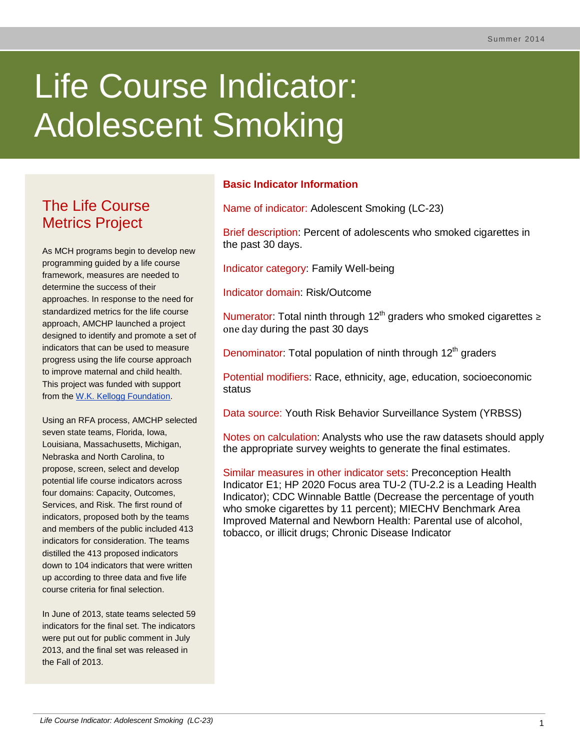Summer 2014

# Life Course Indicator: Adolescent Smoking

## The Life Course Metrics Project

As MCH programs begin to develop new programming guided by a life course framework, measures are needed to determine the success of their approaches. In response to the need for standardized metrics for the life course approach, AMCHP launched a project designed to identify and promote a set of indicators that can be used to measure progress using the life course approach to improve maternal and child health. This project was funded with support from the [W.K. Kellogg Foundation](#).

Using an RFA process, AMCHP selected seven state teams, Florida, Iowa, Louisiana, Massachusetts, Michigan, Nebraska and North Carolina, to propose, screen, select and develop potential life course indicators across four domains: Capacity, Outcomes, Services, and Risk. The first round of indicators, proposed both by the teams and members of the public included 413 indicators for consideration. The teams distilled the 413 proposed indicators down to 104 indicators that were written up according to three data and five life course criteria for final selection.

In June of 2013, state teams selected 59 indicators for the final set. The indicators were put out for public comment in July 2013, and the final set was released in the Fall of 2013.

### Basic Indicator Information

Name of indicator: Adolescent Smoking (LC-23)

Brief description: Percent of adolescents who smoked cigarettes in the past 30 days.

Indicator category: Family Well-being

Indicator domain: Risk/Outcome

Numerator: Total ninth through 12th graders who smoked cigarettes ≥ one day during the past 30 days

Denominator: Total population of ninth through 12th graders

Potential modifiers: Race, ethnicity, age, education, socioeconomic status

Data source: Youth Risk Behavior Surveillance System (YRBSS)

Notes on calculation: Analysts who use the raw datasets should apply the appropriate survey weights to generate the final estimates.

Similar measures in other indicator sets: Preconception Health Indicator E1; HP 2020 Focus area TU-2 (TU-2.2 is a Leading Health Indicator); CDC Winnable Battle (Decrease the percentage of youth who smoke cigarettes by 11 percent); MIECHV Benchmark Area Improved Maternal and Newborn Health: Parental use of alcohol, tobacco, or illicit drugs; Chronic Disease Indicator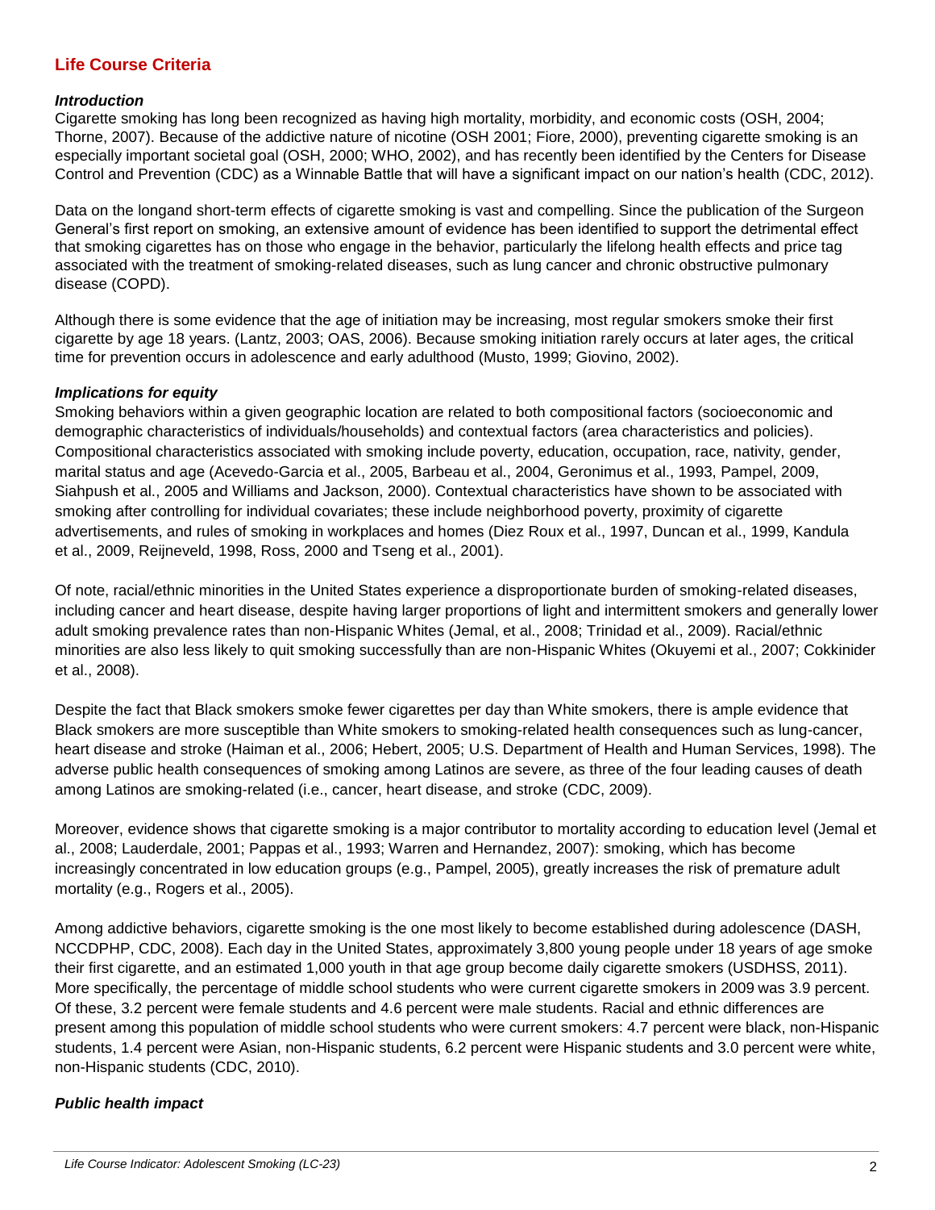## Life Course Criteria

### *Introduction*

Cigarette smoking has long been recognized as having high mortality, morbidity, and economic costs (OSH, 2004; Thorne, 2007). Because of the addictive nature of nicotine (OSH 2001; Fiore, 2000), preventing cigarette smoking is an especially important societal goal (OSH, 2000; WHO, 2002), and has recently been identified by the Centers for Disease Control and Prevention (CDC) as a Winnable Battle that will have a significant impact on our nation's health (CDC, 2012).

Data on the longand short-term effects of cigarette smoking is vast and compelling. Since the publication of the Surgeon General's first report on smoking, an extensive amount of evidence has been identified to support the detrimental effect that smoking cigarettes has on those who engage in the behavior, particularly the lifelong health effects and price tag associated with the treatment of smoking-related diseases, such as lung cancer and chronic obstructive pulmonary disease (COPD).

Although there is some evidence that the age of initiation may be increasing, most regular smokers smoke their first cigarette by age 18 years. (Lantz, 2003; OAS, 2006). Because smoking initiation rarely occurs at later ages, the critical time for prevention occurs in adolescence and early adulthood (Musto, 1999; Giovino, 2002).

### *Implications for equity*

Smoking behaviors within a given geographic location are related to both compositional factors (socioeconomic and demographic characteristics of individuals/households) and contextual factors (area characteristics and policies). Compositional characteristics associated with smoking include poverty, education, occupation, race, nativity, gender, marital status and age (Acevedo-Garcia et al., 2005, Barbeau et al., 2004, Geronimus et al., 1993, Pampel, 2009, Siahpush et al., 2005 and Williams and Jackson, 2000). Contextual characteristics have shown to be associated with smoking after controlling for individual covariates; these include neighborhood poverty, proximity of cigarette advertisements, and rules of smoking in workplaces and homes (Diez Roux et al., 1997, Duncan et al., 1999, Kandula et al., 2009, Reijneveld, 1998, Ross, 2000 and Tseng et al., 2001).

Of note, racial/ethnic minorities in the United States experience a disproportionate burden of smoking-related diseases, including cancer and heart disease, despite having larger proportions of light and intermittent smokers and generally lower adult smoking prevalence rates than non-Hispanic Whites (Jemal, et al., 2008; Trinidad et al., 2009). Racial/ethnic minorities are also less likely to quit smoking successfully than are non-Hispanic Whites (Okuyemi et al., 2007; Cokkinider et al., 2008).

Despite the fact that Black smokers smoke fewer cigarettes per day than White smokers, there is ample evidence that Black smokers are more susceptible than White smokers to smoking-related health consequences such as lung-cancer, heart disease and stroke (Haiman et al., 2006; Hebert, 2005; U.S. Department of Health and Human Services, 1998). The adverse public health consequences of smoking among Latinos are severe, as three of the four leading causes of death among Latinos are smoking-related (i.e., cancer, heart disease, and stroke (CDC, 2009).

Moreover, evidence shows that cigarette smoking is a major contributor to mortality according to education level (Jemal et al., 2008; Lauderdale, 2001; Pappas et al., 1993; Warren and Hernandez, 2007): smoking, which has become increasingly concentrated in low education groups (e.g., Pampel, 2005), greatly increases the risk of premature adult mortality (e.g., Rogers et al., 2005).

Among addictive behaviors, cigarette smoking is the one most likely to become established during adolescence (DASH, NCCDPHP, CDC, 2008). Each day in the United States, approximately 3,800 young people under 18 years of age smoke their first cigarette, and an estimated 1,000 youth in that age group become daily cigarette smokers (USDHSS, 2011). More specifically, the percentage of middle school students who were current cigarette smokers in 2009 was 3.9 percent. Of these, 3.2 percent were female students and 4.6 percent were male students. Racial and ethnic differences are present among this population of middle school students who were current smokers: 4.7 percent were black, non-Hispanic students, 1.4 percent were Asian, non-Hispanic students, 6.2 percent were Hispanic students and 3.0 percent were white, non-Hispanic students (CDC, 2010).

### *Public health impact*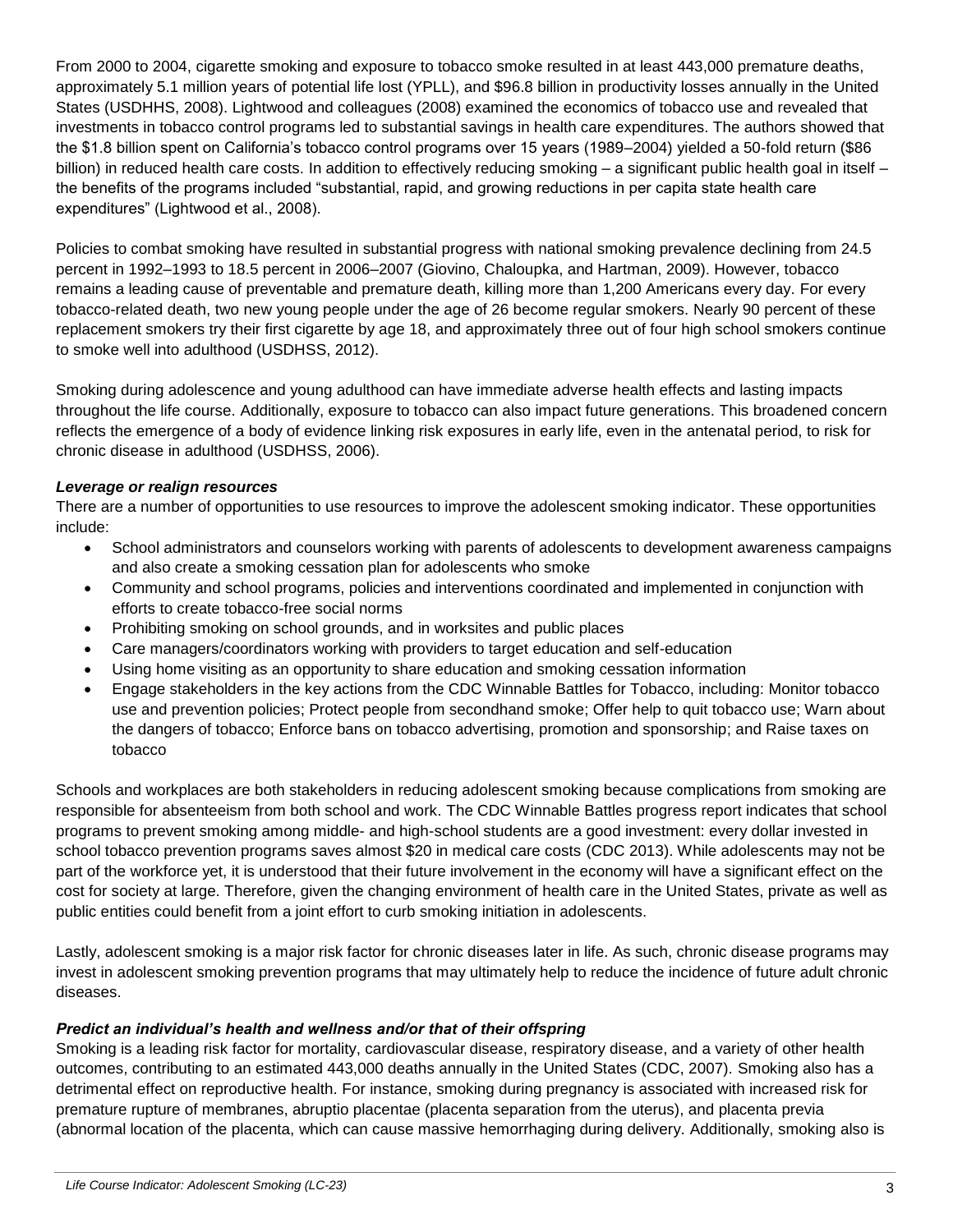From 2000 to 2004, cigarette smoking and exposure to tobacco smoke resulted in at least 443,000 premature deaths, approximately 5.1 million years of potential life lost (YPLL), and $96.8 billion in productivity losses annually in the United States (USDHHS, 2008). Lightwood and colleagues (2008) examined the economics of tobacco use and revealed that investments in tobacco control programs led to substantial savings in health care expenditures. The authors showed that the $1.8 billion spent on California's tobacco control programs over 15 years (1989–2004) yielded a 50-fold return ($86 billion) in reduced health care costs. In addition to effectively reducing smoking – a significant public health goal in itself – the benefits of the programs included "substantial, rapid, and growing reductions in per capita state health care expenditures" (Lightwood et al., 2008).

Policies to combat smoking have resulted in substantial progress with national smoking prevalence declining from 24.5 percent in 1992–1993 to 18.5 percent in 2006–2007 (Giovino, Chaloupka, and Hartman, 2009). However, tobacco remains a leading cause of preventable and premature death, killing more than 1,200 Americans every day. For every tobacco-related death, two new young people under the age of 26 become regular smokers. Nearly 90 percent of these replacement smokers try their first cigarette by age 18, and approximately three out of four high school smokers continue to smoke well into adulthood (USDHSS, 2012).

Smoking during adolescence and young adulthood can have immediate adverse health effects and lasting impacts throughout the life course. Additionally, exposure to tobacco can also impact future generations. This broadened concern reflects the emergence of a body of evidence linking risk exposures in early life, even in the antenatal period, to risk for chronic disease in adulthood (USDHSS, 2006).

***Leverage or realign resources***

There are a number of opportunities to use resources to improve the adolescent smoking indicator. These opportunities include:

- School administrators and counselors working with parents of adolescents to development awareness campaigns and also create a smoking cessation plan for adolescents who smoke
- Community and school programs, policies and interventions coordinated and implemented in conjunction with efforts to create tobacco-free social norms
- Prohibiting smoking on school grounds, and in worksites and public places
- Care managers/coordinators working with providers to target education and self-education
- Using home visiting as an opportunity to share education and smoking cessation information
- Engage stakeholders in the key actions from the CDC Winnable Battles for Tobacco, including: Monitor tobacco use and prevention policies; Protect people from secondhand smoke; Offer help to quit tobacco use; Warn about the dangers of tobacco; Enforce bans on tobacco advertising, promotion and sponsorship; and Raise taxes on tobacco

Schools and workplaces are both stakeholders in reducing adolescent smoking because complications from smoking are responsible for absenteeism from both school and work. The CDC Winnable Battles progress report indicates that school programs to prevent smoking among middle- and high-school students are a good investment: every dollar invested in school tobacco prevention programs saves almost $20 in medical care costs (CDC 2013). While adolescents may not be part of the workforce yet, it is understood that their future involvement in the economy will have a significant effect on the cost for society at large. Therefore, given the changing environment of health care in the United States, private as well as public entities could benefit from a joint effort to curb smoking initiation in adolescents.

Lastly, adolescent smoking is a major risk factor for chronic diseases later in life. As such, chronic disease programs may invest in adolescent smoking prevention programs that may ultimately help to reduce the incidence of future adult chronic diseases.

***Predict an individual's health and wellness and/or that of their offspring***

Smoking is a leading risk factor for mortality, cardiovascular disease, respiratory disease, and a variety of other health outcomes, contributing to an estimated 443,000 deaths annually in the United States (CDC, 2007). Smoking also has a detrimental effect on reproductive health. For instance, smoking during pregnancy is associated with increased risk for premature rupture of membranes, abruptio placentae (placenta separation from the uterus), and placenta previa (abnormal location of the placenta, which can cause massive hemorrhaging during delivery. Additionally, smoking also is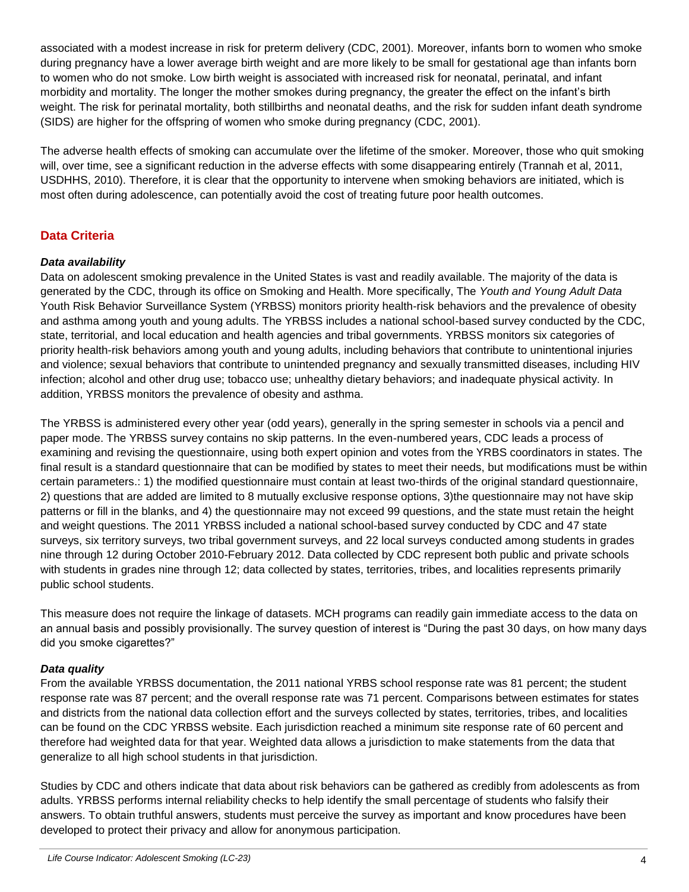associated with a modest increase in risk for preterm delivery (CDC, 2001). Moreover, infants born to women who smoke during pregnancy have a lower average birth weight and are more likely to be small for gestational age than infants born to women who do not smoke. Low birth weight is associated with increased risk for neonatal, perinatal, and infant morbidity and mortality. The longer the mother smokes during pregnancy, the greater the effect on the infant's birth weight. The risk for perinatal mortality, both stillbirths and neonatal deaths, and the risk for sudden infant death syndrome (SIDS) are higher for the offspring of women who smoke during pregnancy (CDC, 2001).

The adverse health effects of smoking can accumulate over the lifetime of the smoker. Moreover, those who quit smoking will, over time, see a significant reduction in the adverse effects with some disappearing entirely (Trannah et al, 2011, USDHHS, 2010). Therefore, it is clear that the opportunity to intervene when smoking behaviors are initiated, which is most often during adolescence, can potentially avoid the cost of treating future poor health outcomes.

## Data Criteria

### *Data availability*

Data on adolescent smoking prevalence in the United States is vast and readily available. The majority of the data is generated by the CDC, through its office on Smoking and Health. More specifically, The *Youth and Young Adult Data* Youth Risk Behavior Surveillance System (YRBSS) monitors priority health-risk behaviors and the prevalence of obesity and asthma among youth and young adults. The YRBSS includes a national school-based survey conducted by the CDC, state, territorial, and local education and health agencies and tribal governments. YRBSS monitors six categories of priority health-risk behaviors among youth and young adults, including behaviors that contribute to unintentional injuries and violence; sexual behaviors that contribute to unintended pregnancy and sexually transmitted diseases, including HIV infection; alcohol and other drug use; tobacco use; unhealthy dietary behaviors; and inadequate physical activity. In addition, YRBSS monitors the prevalence of obesity and asthma.

The YRBSS is administered every other year (odd years), generally in the spring semester in schools via a pencil and paper mode. The YRBSS survey contains no skip patterns. In the even-numbered years, CDC leads a process of examining and revising the questionnaire, using both expert opinion and votes from the YRBS coordinators in states. The final result is a standard questionnaire that can be modified by states to meet their needs, but modifications must be within certain parameters.: 1) the modified questionnaire must contain at least two-thirds of the original standard questionnaire, 2) questions that are added are limited to 8 mutually exclusive response options, 3)the questionnaire may not have skip patterns or fill in the blanks, and 4) the questionnaire may not exceed 99 questions, and the state must retain the height and weight questions. The 2011 YRBSS included a national school-based survey conducted by CDC and 47 state surveys, six territory surveys, two tribal government surveys, and 22 local surveys conducted among students in grades nine through 12 during October 2010-February 2012. Data collected by CDC represent both public and private schools with students in grades nine through 12; data collected by states, territories, tribes, and localities represents primarily public school students.

This measure does not require the linkage of datasets. MCH programs can readily gain immediate access to the data on an annual basis and possibly provisionally. The survey question of interest is "During the past 30 days, on how many days did you smoke cigarettes?"

### *Data quality*

From the available YRBSS documentation, the 2011 national YRBS school response rate was 81 percent; the student response rate was 87 percent; and the overall response rate was 71 percent. Comparisons between estimates for states and districts from the national data collection effort and the surveys collected by states, territories, tribes, and localities can be found on the CDC YRBSS website. Each jurisdiction reached a minimum site response rate of 60 percent and therefore had weighted data for that year. Weighted data allows a jurisdiction to make statements from the data that generalize to all high school students in that jurisdiction.

Studies by CDC and others indicate that data about risk behaviors can be gathered as credibly from adolescents as from adults. YRBSS performs internal reliability checks to help identify the small percentage of students who falsify their answers. To obtain truthful answers, students must perceive the survey as important and know procedures have been developed to protect their privacy and allow for anonymous participation.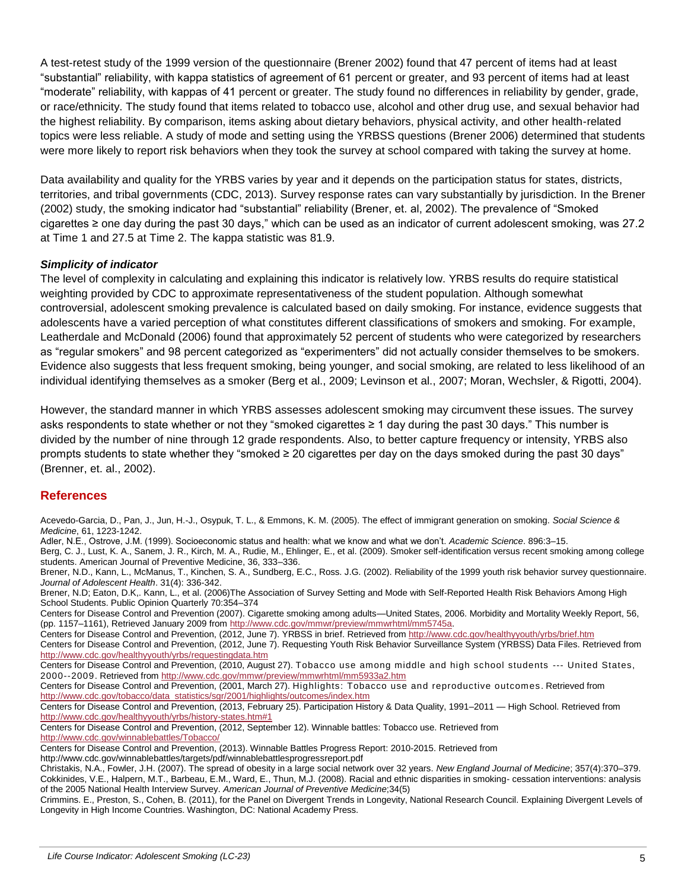A test-retest study of the 1999 version of the questionnaire (Brener 2002) found that 47 percent of items had at least "substantial" reliability, with kappa statistics of agreement of 61 percent or greater, and 93 percent of items had at least "moderate" reliability, with kappas of 41 percent or greater. The study found no differences in reliability by gender, grade, or race/ethnicity. The study found that items related to tobacco use, alcohol and other drug use, and sexual behavior had the highest reliability. By comparison, items asking about dietary behaviors, physical activity, and other health-related topics were less reliable. A study of mode and setting using the YRBSS questions (Brener 2006) determined that students were more likely to report risk behaviors when they took the survey at school compared with taking the survey at home.

Data availability and quality for the YRBS varies by year and it depends on the participation status for states, districts, territories, and tribal governments (CDC, 2013). Survey response rates can vary substantially by jurisdiction. In the Brener (2002) study, the smoking indicator had "substantial" reliability (Brener, et. al, 2002). The prevalence of "Smoked cigarettes ≥ one day during the past 30 days," which can be used as an indicator of current adolescent smoking, was 27.2 at Time 1 and 27.5 at Time 2. The kappa statistic was 81.9.

### *Simplicity of indicator*

The level of complexity in calculating and explaining this indicator is relatively low. YRBS results do require statistical weighting provided by CDC to approximate representativeness of the student population. Although somewhat controversial, adolescent smoking prevalence is calculated based on daily smoking. For instance, evidence suggests that adolescents have a varied perception of what constitutes different classifications of smokers and smoking. For example, Leatherdale and McDonald (2006) found that approximately 52 percent of students who were categorized by researchers as "regular smokers" and 98 percent categorized as "experimenters" did not actually consider themselves to be smokers. Evidence also suggests that less frequent smoking, being younger, and social smoking, are related to less likelihood of an individual identifying themselves as a smoker (Berg et al., 2009; Levinson et al., 2007; Moran, Wechsler, & Rigotti, 2004).

However, the standard manner in which YRBS assesses adolescent smoking may circumvent these issues. The survey asks respondents to state whether or not they "smoked cigarettes ≥ 1 day during the past 30 days." This number is divided by the number of nine through 12 grade respondents. Also, to better capture frequency or intensity, YRBS also prompts students to state whether they "smoked ≥ 20 cigarettes per day on the days smoked during the past 30 days" (Brenner, et. al., 2002).

## References

Acevedo-Garcia, D., Pan, J., Jun, H.-J., Osypuk, T. L., & Emmons, K. M. (2005). The effect of immigrant generation on smoking. *Social Science & Medicine*, 61, 1223-1242.

Adler, N.E., Ostrove, J.M. (1999). Socioeconomic status and health: what we know and what we don't. *Academic Science*. 896:3–15.

Berg, C. J., Lust, K. A., Sanem, J. R., Kirch, M. A., Rudie, M., Ehlinger, E., et al. (2009). Smoker self-identification versus recent smoking among college students. American Journal of Preventive Medicine, 36, 333–336.

Brener, N.D., Kann, L., McManus, T., Kinchen, S. A., Sundberg, E.C., Ross. J.G. (2002). Reliability of the 1999 youth risk behavior survey questionnaire. *Journal of Adolescent Health*. 31(4): 336-342.

Brener, N.D; Eaton, D.K,. Kann, L., et al. (2006)The Association of Survey Setting and Mode with Self-Reported Health Risk Behaviors Among High School Students. Public Opinion Quarterly 70:354–374

Centers for Disease Control and Prevention (2007). Cigarette smoking among adults—United States, 2006. Morbidity and Mortality Weekly Report, 56, (pp. 1157–1161), Retrieved January 2009 from http://www.cdc.gov/mmwr/preview/mmwrhtml/mm5745a.

Centers for Disease Control and Prevention, (2012, June 7). YRBSS in brief. Retrieved from http://www.cdc.gov/healthyyouth/yrbs/brief.htm

Centers for Disease Control and Prevention, (2012, June 7). Requesting Youth Risk Behavior Surveillance System (YRBSS) Data Files. Retrieved from http://www.cdc.gov/healthyyouth/yrbs/requestingdata.htm

Centers for Disease Control and Prevention, (2010, August 27). Tobacco use among middle and high school students --- United States, 2000--2009. Retrieved from http://www.cdc.gov/mmwr/preview/mmwrhtml/mm5933a2.htm

Centers for Disease Control and Prevention, (2001, March 27). Highlights: Tobacco use and reproductive outcomes. Retrieved from http://www.cdc.gov/tobacco/data_statistics/sgr/2001/highlights/outcomes/index.htm

Centers for Disease Control and Prevention, (2013, February 25). Participation History & Data Quality, 1991–2011 — High School. Retrieved from http://www.cdc.gov/healthyyouth/yrbs/history-states.htm#1

Centers for Disease Control and Prevention, (2012, September 12). Winnable battles: Tobacco use. Retrieved from http://www.cdc.gov/winnablebattles/Tobacco/

Centers for Disease Control and Prevention, (2013). Winnable Battles Progress Report: 2010-2015. Retrieved from http://www.cdc.gov/winnablebattles/targets/pdf/winnablebattlesprogressreport.pdf

Christakis, N.A., Fowler, J.H. (2007). The spread of obesity in a large social network over 32 years. *New England Journal of Medicine*; 357(4):370–379.

Cokkinides, V.E., Halpern, M.T., Barbeau, E.M., Ward, E., Thun, M.J. (2008). Racial and ethnic disparities in smoking- cessation interventions: analysis of the 2005 National Health Interview Survey. *American Journal of Preventive Medicine*;34(5)

Crimmins. E., Preston, S., Cohen, B. (2011), for the Panel on Divergent Trends in Longevity, National Research Council. Explaining Divergent Levels of Longevity in High Income Countries. Washington, DC: National Academy Press.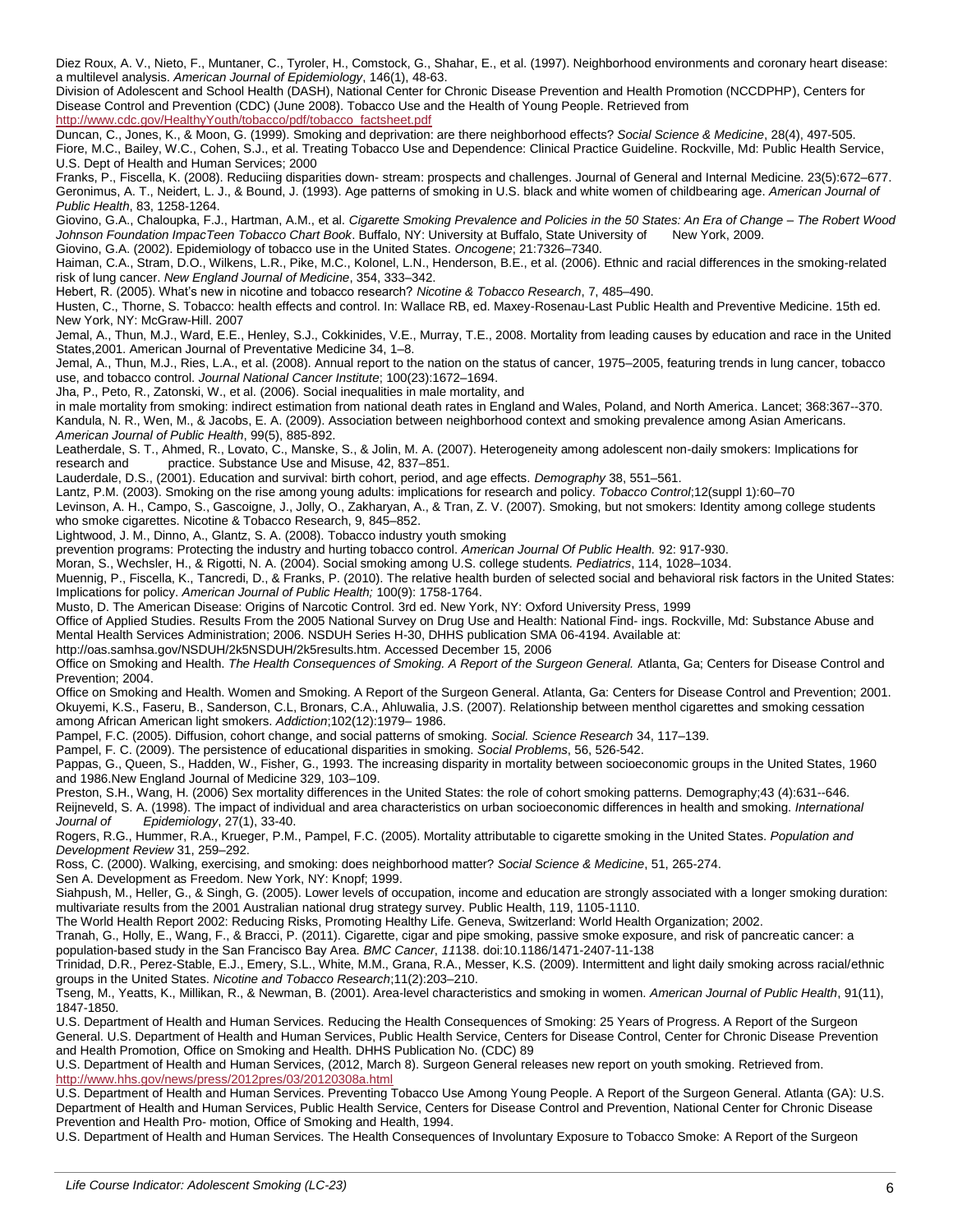Diez Roux, A. V., Nieto, F., Muntaner, C., Tyroler, H., Comstock, G., Shahar, E., et al. (1997). Neighborhood environments and coronary heart disease: a multilevel analysis. *American Journal of Epidemiology*, 146(1), 48-63.

Division of Adolescent and School Health (DASH), National Center for Chronic Disease Prevention and Health Promotion (NCCDPHP), Centers for Disease Control and Prevention (CDC) (June 2008). Tobacco Use and the Health of Young People. Retrieved from http://www.cdc.gov/HealthyYouth/tobacco/pdf/tobacco_factsheet.pdf

Duncan, C., Jones, K., & Moon, G. (1999). Smoking and deprivation: are there neighborhood effects? *Social Science & Medicine*, 28(4), 497-505.

Fiore, M.C., Bailey, W.C., Cohen, S.J., et al. Treating Tobacco Use and Dependence: Clinical Practice Guideline. Rockville, Md: Public Health Service, U.S. Dept of Health and Human Services; 2000

Franks, P., Fiscella, K. (2008). Reduciing disparities down- stream: prospects and challenges. Journal of General and Internal Medicine. 23(5):672–677.

Geronimus, A. T., Neidert, L. J., & Bound, J. (1993). Age patterns of smoking in U.S. black and white women of childbearing age. *American Journal of Public Health*, 83, 1258-1264.

Giovino, G.A., Chaloupka, F.J., Hartman, A.M., et al. *Cigarette Smoking Prevalence and Policies in the 50 States: An Era of Change – The Robert Wood Johnson Foundation ImpacTeen Tobacco Chart Book*. Buffalo, NY: University at Buffalo, State University of New York, 2009.

Giovino, G.A. (2002). Epidemiology of tobacco use in the United States. *Oncogene*; 21:7326–7340.

Haiman, C.A., Stram, D.O., Wilkens, L.R., Pike, M.C., Kolonel, L.N., Henderson, B.E., et al. (2006). Ethnic and racial differences in the smoking-related risk of lung cancer. *New England Journal of Medicine*, 354, 333–342.

Hebert, R. (2005). What's new in nicotine and tobacco research? *Nicotine & Tobacco Research*, 7, 485–490.

Husten, C., Thorne, S. Tobacco: health effects and control. In: Wallace RB, ed. Maxey-Rosenau-Last Public Health and Preventive Medicine. 15th ed. New York, NY: McGraw-Hill. 2007

Jemal, A., Thun, M.J., Ward, E.E., Henley, S.J., Cokkinides, V.E., Murray, T.E., 2008. Mortality from leading causes by education and race in the United States,2001. American Journal of Preventative Medicine 34, 1–8.

Jemal, A., Thun, M.J., Ries, L.A., et al. (2008). Annual report to the nation on the status of cancer, 1975–2005, featuring trends in lung cancer, tobacco use, and tobacco control. *Journal National Cancer Institute*; 100(23):1672–1694.

Jha, P., Peto, R., Zatonski, W., et al. (2006). Social inequalities in male mortality, and in male mortality from smoking: indirect estimation from national death rates in England and Wales, Poland, and North America. Lancet; 368:367--370.

Kandula, N. R., Wen, M., & Jacobs, E. A. (2009). Association between neighborhood context and smoking prevalence among Asian Americans. *American Journal of Public Health*, 99(5), 885-892.

Leatherdale, S. T., Ahmed, R., Lovato, C., Manske, S., & Jolin, M. A. (2007). Heterogeneity among adolescent non-daily smokers: Implications for research and practice. Substance Use and Misuse, 42, 837–851.

Lauderdale, D.S., (2001). Education and survival: birth cohort, period, and age effects. *Demography* 38, 551–561.

Lantz, P.M. (2003). Smoking on the rise among young adults: implications for research and policy. *Tobacco Control*;12(suppl 1):60–70

Levinson, A. H., Campo, S., Gascoigne, J., Jolly, O., Zakharyan, A., & Tran, Z. V. (2007). Smoking, but not smokers: Identity among college students who smoke cigarettes. Nicotine & Tobacco Research, 9, 845–852.

Lightwood, J. M., Dinno, A., Glantz, S. A. (2008). Tobacco industry youth smoking prevention programs: Protecting the industry and hurting tobacco control. *American Journal Of Public Health.* 92: 917-930.

Moran, S., Wechsler, H., & Rigotti, N. A. (2004). Social smoking among U.S. college students*. Pediatrics*, 114, 1028–1034.

Muennig, P., Fiscella, K., Tancredi, D., & Franks, P. (2010). The relative health burden of selected social and behavioral risk factors in the United States: Implications for policy. *American Journal of Public Health;* 100(9): 1758-1764.

Musto, D. The American Disease: Origins of Narcotic Control. 3rd ed. New York, NY: Oxford University Press, 1999

Office of Applied Studies. Results From the 2005 National Survey on Drug Use and Health: National Find- ings. Rockville, Md: Substance Abuse and Mental Health Services Administration; 2006. NSDUH Series H-30, DHHS publication SMA 06-4194. Available at: http://oas.samhsa.gov/NSDUH/2k5NSDUH/2k5results.htm. Accessed December 15, 2006

Office on Smoking and Health. *The Health Consequences of Smoking. A Report of the Surgeon General.* Atlanta, Ga; Centers for Disease Control and Prevention; 2004.

Office on Smoking and Health. Women and Smoking. A Report of the Surgeon General. Atlanta, Ga: Centers for Disease Control and Prevention; 2001.

Okuyemi, K.S., Faseru, B., Sanderson, C.L, Bronars, C.A., Ahluwalia, J.S. (2007). Relationship between menthol cigarettes and smoking cessation among African American light smokers. *Addiction*;102(12):1979– 1986.

Pampel, F.C. (2005). Diffusion, cohort change, and social patterns of smoking*. Social. Science Research* 34, 117–139.

Pampel, F. C. (2009). The persistence of educational disparities in smoking. *Social Problems*, 56, 526-542.

Pappas, G., Queen, S., Hadden, W., Fisher, G., 1993. The increasing disparity in mortality between socioeconomic groups in the United States, 1960 and 1986.New England Journal of Medicine 329, 103–109.

Preston, S.H., Wang, H. (2006) Sex mortality differences in the United States: the role of cohort smoking patterns. Demography;43 (4):631--646.

Reijneveld, S. A. (1998). The impact of individual and area characteristics on urban socioeconomic differences in health and smoking. *International Journal of Epidemiology*, 27(1), 33-40.

Rogers, R.G., Hummer, R.A., Krueger, P.M., Pampel, F.C. (2005). Mortality attributable to cigarette smoking in the United States. *Population and Development Review* 31, 259–292.

Ross, C. (2000). Walking, exercising, and smoking: does neighborhood matter? *Social Science & Medicine*, 51, 265-274.

Sen A. Development as Freedom. New York, NY: Knopf; 1999.

Siahpush, M., Heller, G., & Singh, G. (2005). Lower levels of occupation, income and education are strongly associated with a longer smoking duration: multivariate results from the 2001 Australian national drug strategy survey. Public Health, 119, 1105-1110.

The World Health Report 2002: Reducing Risks, Promoting Healthy Life. Geneva, Switzerland: World Health Organization; 2002.

Tranah, G., Holly, E., Wang, F., & Bracci, P. (2011). Cigarette, cigar and pipe smoking, passive smoke exposure, and risk of pancreatic cancer: a population-based study in the San Francisco Bay Area. *BMC Cancer*, *11*138. doi:10.1186/1471-2407-11-138

Trinidad, D.R., Perez-Stable, E.J., Emery, S.L., White, M.M., Grana, R.A., Messer, K.S. (2009). Intermittent and light daily smoking across racial/ethnic groups in the United States. *Nicotine and Tobacco Research*;11(2):203–210.

Tseng, M., Yeatts, K., Millikan, R., & Newman, B. (2001). Area-level characteristics and smoking in women. *American Journal of Public Health*, 91(11), 1847-1850.

U.S. Department of Health and Human Services. Reducing the Health Consequences of Smoking: 25 Years of Progress. A Report of the Surgeon General. U.S. Department of Health and Human Services, Public Health Service, Centers for Disease Control, Center for Chronic Disease Prevention and Health Promotion, Office on Smoking and Health. DHHS Publication No. (CDC) 89

U.S. Department of Health and Human Services, (2012, March 8). Surgeon General releases new report on youth smoking. Retrieved from. http://www.hhs.gov/news/press/2012pres/03/20120308a.html

U.S. Department of Health and Human Services. Preventing Tobacco Use Among Young People. A Report of the Surgeon General. Atlanta (GA): U.S. Department of Health and Human Services, Public Health Service, Centers for Disease Control and Prevention, National Center for Chronic Disease Prevention and Health Pro- motion, Office of Smoking and Health, 1994.

U.S. Department of Health and Human Services. The Health Consequences of Involuntary Exposure to Tobacco Smoke: A Report of the Surgeon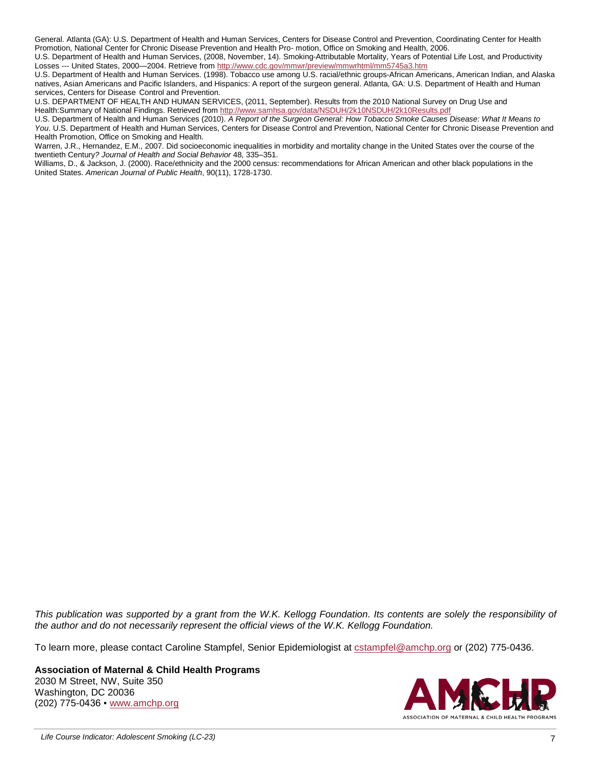General. Atlanta (GA): U.S. Department of Health and Human Services, Centers for Disease Control and Prevention, Coordinating Center for Health Promotion, National Center for Chronic Disease Prevention and Health Pro- motion, Office on Smoking and Health, 2006.

U.S. Department of Health and Human Services, (2008, November, 14). Smoking-Attributable Mortality, Years of Potential Life Lost, and Productivity Losses --- United States, 2000—2004. Retrieve from http://www.cdc.gov/mmwr/preview/mmwrhtml/mm5745a3.htm

U.S. Department of Health and Human Services. (1998). Tobacco use among U.S. racial/ethnic groups-African Americans, American Indian, and Alaska natives, Asian Americans and Pacific Islanders, and Hispanics: A report of the surgeon general. Atlanta, GA: U.S. Department of Health and Human services, Centers for Disease Control and Prevention.

U.S. DEPARTMENT OF HEALTH AND HUMAN SERVICES, (2011, September). Results from the 2010 National Survey on Drug Use and Health:Summary of National Findings. Retrieved from http://www.samhsa.gov/data/NSDUH/2k10NSDUH/2k10Results.pdf

U.S. Department of Health and Human Services (2010). *A Report of the Surgeon General: How Tobacco Smoke Causes Disease: What It Means to You*. U.S. Department of Health and Human Services, Centers for Disease Control and Prevention, National Center for Chronic Disease Prevention and Health Promotion, Office on Smoking and Health.

Warren, J.R., Hernandez, E.M., 2007. Did socioeconomic inequalities in morbidity and mortality change in the United States over the course of the twentieth Century*? Journal of Health and Social Behavior* 48, 335–351.

Williams, D., & Jackson, J. (2000). Race/ethnicity and the 2000 census: recommendations for African American and other black populations in the United States. *American Journal of Public Health*, 90(11), 1728-1730.

*This publication was supported by a grant from the W.K. Kellogg Foundation. Its contents are solely the responsibility of the author and do not necessarily represent the official views of the W.K. Kellogg Foundation.*

To learn more, please contact Caroline Stampfel, Senior Epidemiologist at cstampfel@amchp.org or (202) 775-0436.

**Association of Maternal & Child Health Programs**
2030 M Street, NW, Suite 350
Washington, DC 20036
(202) 775-0436 ▪ www.amchp.org

AMCHP
ASSOCIATION OF MATERNAL & CHILD HEALTH PROGRAMS